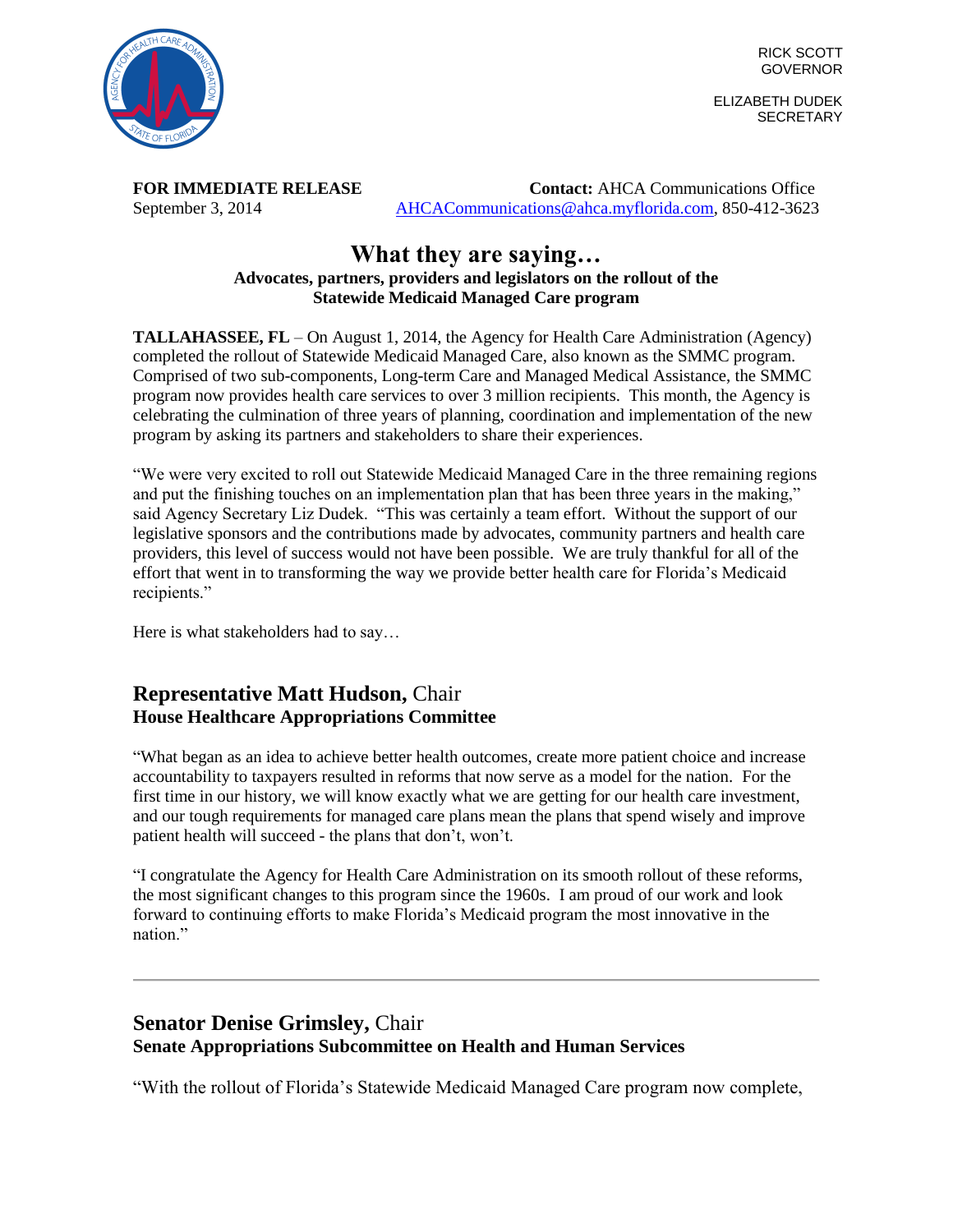RICK SCOTT
GOVERNOR

ELIZABETH DUDEK
SECRETARY

**FOR IMMEDIATE RELEASE**
September 3, 2014

**Contact:** AHCA Communications Office
AHCACommunications@ahca.myflorida.com, 850-412-3623

# What they are saying…

**Advocates, partners, providers and legislators on the rollout of the Statewide Medicaid Managed Care program**

**TALLAHASSEE, FL** – On August 1, 2014, the Agency for Health Care Administration (Agency) completed the rollout of Statewide Medicaid Managed Care, also known as the SMMC program. Comprised of two sub-components, Long-term Care and Managed Medical Assistance, the SMMC program now provides health care services to over 3 million recipients. This month, the Agency is celebrating the culmination of three years of planning, coordination and implementation of the new program by asking its partners and stakeholders to share their experiences.

"We were very excited to roll out Statewide Medicaid Managed Care in the three remaining regions and put the finishing touches on an implementation plan that has been three years in the making," said Agency Secretary Liz Dudek. "This was certainly a team effort. Without the support of our legislative sponsors and the contributions made by advocates, community partners and health care providers, this level of success would not have been possible. We are truly thankful for all of the effort that went in to transforming the way we provide better health care for Florida's Medicaid recipients."

Here is what stakeholders had to say…

## **Representative Matt Hudson,** Chair
**House Healthcare Appropriations Committee**

"What began as an idea to achieve better health outcomes, create more patient choice and increase accountability to taxpayers resulted in reforms that now serve as a model for the nation. For the first time in our history, we will know exactly what we are getting for our health care investment, and our tough requirements for managed care plans mean the plans that spend wisely and improve patient health will succeed - the plans that don't, won't.

"I congratulate the Agency for Health Care Administration on its smooth rollout of these reforms, the most significant changes to this program since the 1960s. I am proud of our work and look forward to continuing efforts to make Florida's Medicaid program the most innovative in the nation."

---

## **Senator Denise Grimsley,** Chair
**Senate Appropriations Subcommittee on Health and Human Services**

"With the rollout of Florida's Statewide Medicaid Managed Care program now complete,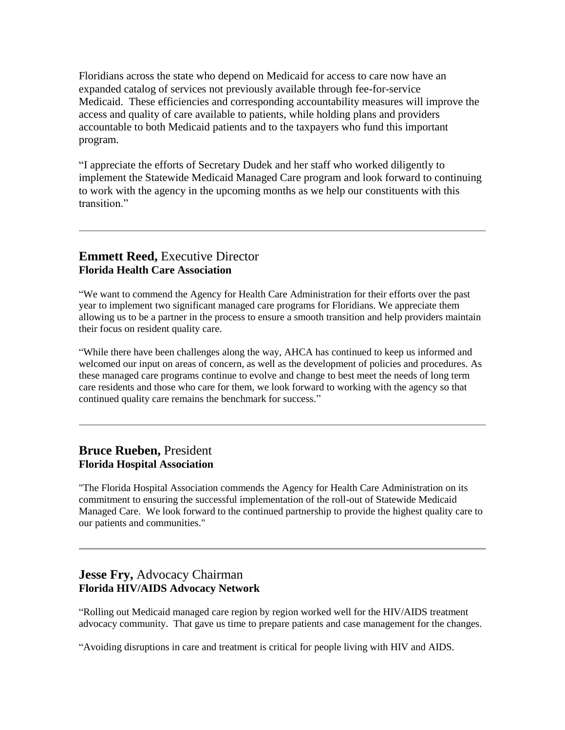Floridians across the state who depend on Medicaid for access to care now have an expanded catalog of services not previously available through fee-for-service Medicaid. These efficiencies and corresponding accountability measures will improve the access and quality of care available to patients, while holding plans and providers accountable to both Medicaid patients and to the taxpayers who fund this important program.

"I appreciate the efforts of Secretary Dudek and her staff who worked diligently to implement the Statewide Medicaid Managed Care program and look forward to continuing to work with the agency in the upcoming months as we help our constituents with this transition."

---

## **Emmett Reed,** Executive Director
**Florida Health Care Association**

"We want to commend the Agency for Health Care Administration for their efforts over the past year to implement two significant managed care programs for Floridians. We appreciate them allowing us to be a partner in the process to ensure a smooth transition and help providers maintain their focus on resident quality care.

"While there have been challenges along the way, AHCA has continued to keep us informed and welcomed our input on areas of concern, as well as the development of policies and procedures. As these managed care programs continue to evolve and change to best meet the needs of long term care residents and those who care for them, we look forward to working with the agency so that continued quality care remains the benchmark for success."

---

## **Bruce Rueben,** President
**Florida Hospital Association**

"The Florida Hospital Association commends the Agency for Health Care Administration on its commitment to ensuring the successful implementation of the roll-out of Statewide Medicaid Managed Care. We look forward to the continued partnership to provide the highest quality care to our patients and communities."

---

## **Jesse Fry,** Advocacy Chairman
**Florida HIV/AIDS Advocacy Network**

"Rolling out Medicaid managed care region by region worked well for the HIV/AIDS treatment advocacy community. That gave us time to prepare patients and case management for the changes.

"Avoiding disruptions in care and treatment is critical for people living with HIV and AIDS.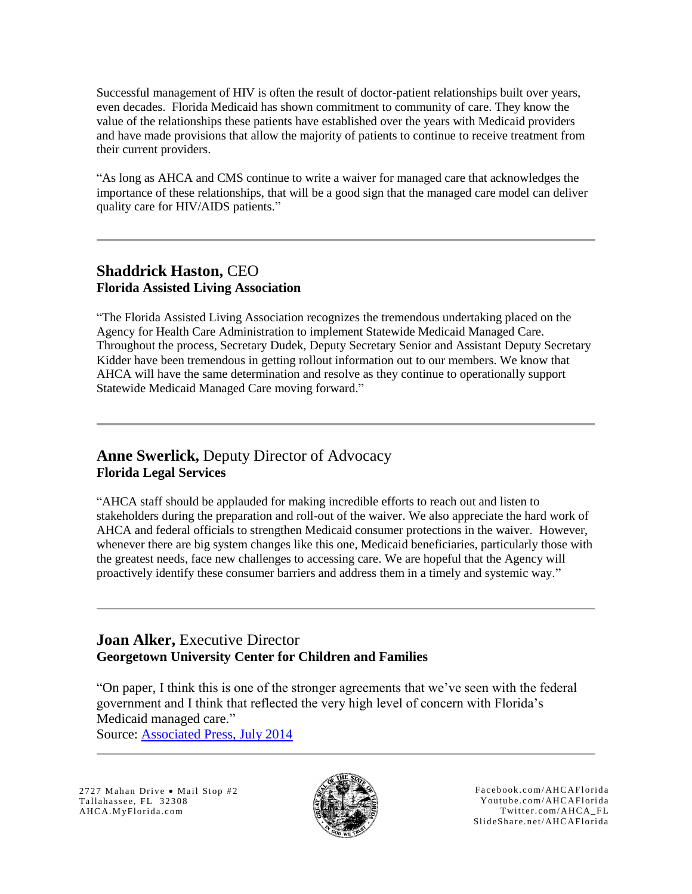Successful management of HIV is often the result of doctor-patient relationships built over years, even decades. Florida Medicaid has shown commitment to community of care. They know the value of the relationships these patients have established over the years with Medicaid providers and have made provisions that allow the majority of patients to continue to receive treatment from their current providers.

"As long as AHCA and CMS continue to write a waiver for managed care that acknowledges the importance of these relationships, that will be a good sign that the managed care model can deliver quality care for HIV/AIDS patients."

---

## **Shaddrick Haston,** CEO
**Florida Assisted Living Association**

"The Florida Assisted Living Association recognizes the tremendous undertaking placed on the Agency for Health Care Administration to implement Statewide Medicaid Managed Care. Throughout the process, Secretary Dudek, Deputy Secretary Senior and Assistant Deputy Secretary Kidder have been tremendous in getting rollout information out to our members. We know that AHCA will have the same determination and resolve as they continue to operationally support Statewide Medicaid Managed Care moving forward."

---

## **Anne Swerlick,** Deputy Director of Advocacy
**Florida Legal Services**

"AHCA staff should be applauded for making incredible efforts to reach out and listen to stakeholders during the preparation and roll-out of the waiver. We also appreciate the hard work of AHCA and federal officials to strengthen Medicaid consumer protections in the waiver. However, whenever there are big system changes like this one, Medicaid beneficiaries, particularly those with the greatest needs, face new challenges to accessing care. We are hopeful that the Agency will proactively identify these consumer barriers and address them in a timely and systemic way."

---

## **Joan Alker,** Executive Director
**Georgetown University Center for Children and Families**

"On paper, I think this is one of the stronger agreements that we've seen with the federal government and I think that reflected the very high level of concern with Florida's Medicaid managed care."
Source: Associated Press, July 2014

---

2727 Mahan Drive • Mail Stop #2
Tallahassee, FL 32308
AHCA.MyFlorida.com

Facebook.com/AHCAFlorida
Youtube.com/AHCAFlorida
Twitter.com/AHCA_FL
SlideShare.net/AHCAFlorida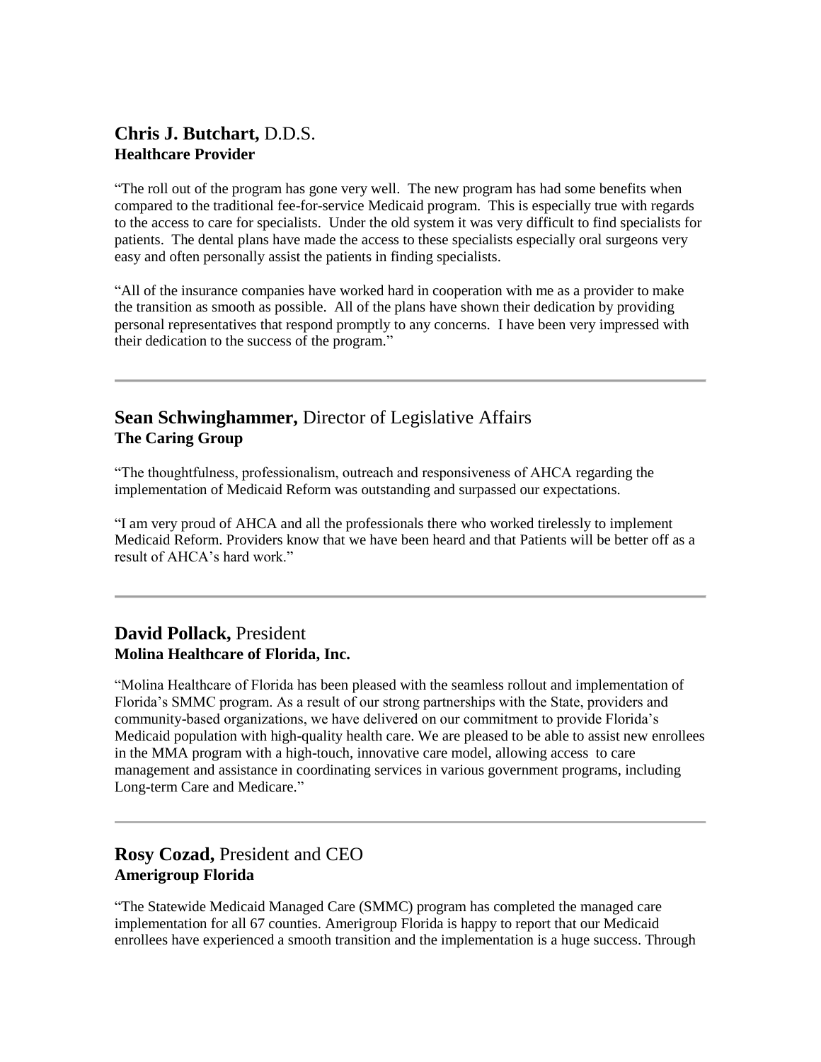## **Chris J. Butchart,** D.D.S.
**Healthcare Provider**

"The roll out of the program has gone very well. The new program has had some benefits when compared to the traditional fee-for-service Medicaid program. This is especially true with regards to the access to care for specialists. Under the old system it was very difficult to find specialists for patients. The dental plans have made the access to these specialists especially oral surgeons very easy and often personally assist the patients in finding specialists.

"All of the insurance companies have worked hard in cooperation with me as a provider to make the transition as smooth as possible. All of the plans have shown their dedication by providing personal representatives that respond promptly to any concerns. I have been very impressed with their dedication to the success of the program."

---

## **Sean Schwinghammer,** Director of Legislative Affairs
**The Caring Group**

"The thoughtfulness, professionalism, outreach and responsiveness of AHCA regarding the implementation of Medicaid Reform was outstanding and surpassed our expectations.

"I am very proud of AHCA and all the professionals there who worked tirelessly to implement Medicaid Reform. Providers know that we have been heard and that Patients will be better off as a result of AHCA's hard work."

---

## **David Pollack,** President
**Molina Healthcare of Florida, Inc.**

"Molina Healthcare of Florida has been pleased with the seamless rollout and implementation of Florida's SMMC program. As a result of our strong partnerships with the State, providers and community-based organizations, we have delivered on our commitment to provide Florida's Medicaid population with high-quality health care. We are pleased to be able to assist new enrollees in the MMA program with a high-touch, innovative care model, allowing access to care management and assistance in coordinating services in various government programs, including Long-term Care and Medicare."

---

## **Rosy Cozad,** President and CEO
**Amerigroup Florida**

"The Statewide Medicaid Managed Care (SMMC) program has completed the managed care implementation for all 67 counties. Amerigroup Florida is happy to report that our Medicaid enrollees have experienced a smooth transition and the implementation is a huge success. Through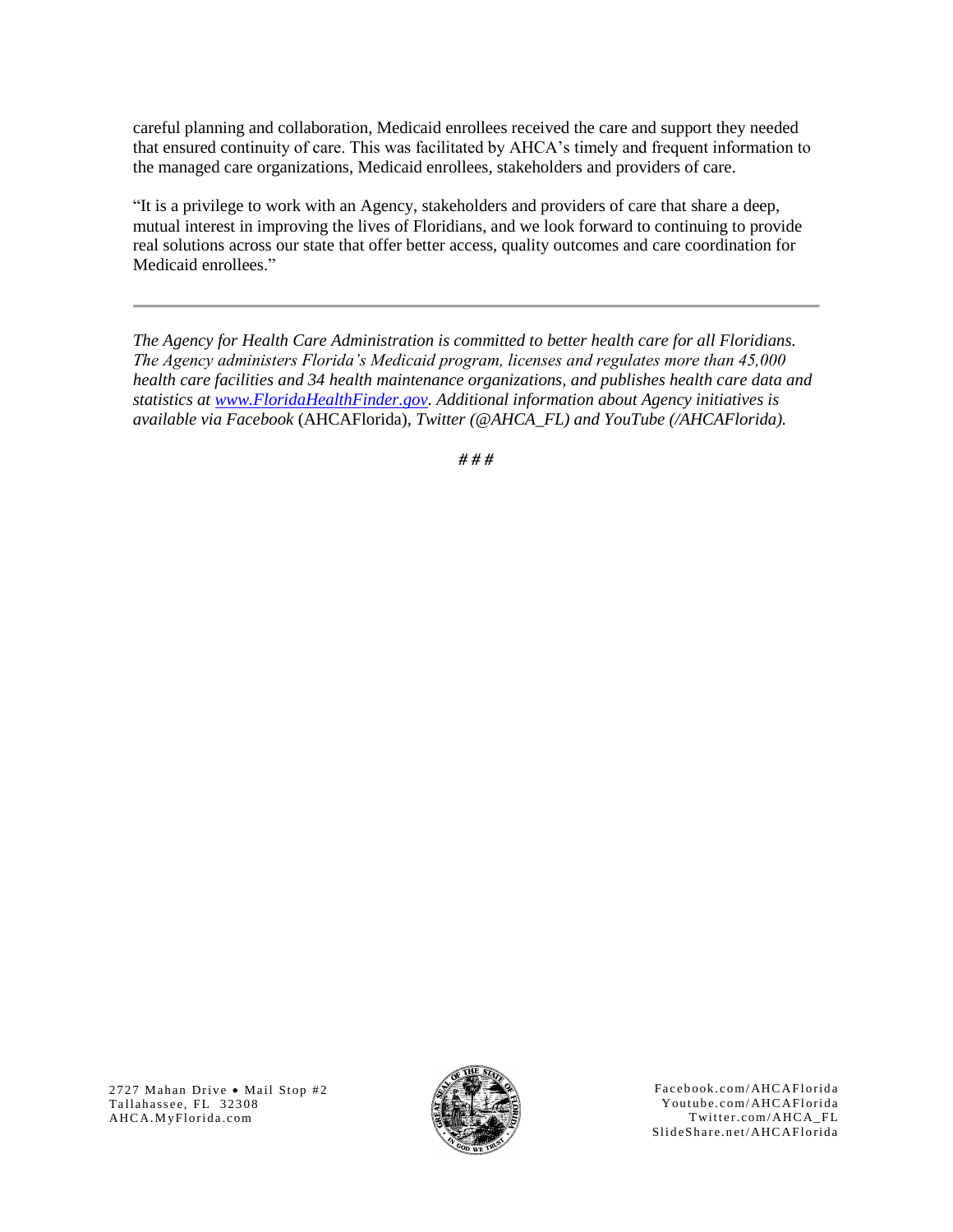careful planning and collaboration, Medicaid enrollees received the care and support they needed that ensured continuity of care. This was facilitated by AHCA's timely and frequent information to the managed care organizations, Medicaid enrollees, stakeholders and providers of care.

"It is a privilege to work with an Agency, stakeholders and providers of care that share a deep, mutual interest in improving the lives of Floridians, and we look forward to continuing to provide real solutions across our state that offer better access, quality outcomes and care coordination for Medicaid enrollees."

---

*The Agency for Health Care Administration is committed to better health care for all Floridians. The Agency administers Florida's Medicaid program, licenses and regulates more than 45,000 health care facilities and 34 health maintenance organizations, and publishes health care data and statistics at [www.FloridaHealthFinder.gov](http://www.FloridaHealthFinder.gov). Additional information about Agency initiatives is available via Facebook* (AHCAFlorida), *Twitter (@AHCA_FL) and YouTube (/AHCAFlorida).*

***# # #***

2727 Mahan Drive • Mail Stop #2
Tallahassee, FL 32308
AHCA.MyFlorida.com

Facebook.com/AHCAFlorida
Youtube.com/AHCAFlorida
Twitter.com/AHCA_FL
SlideShare.net/AHCAFlorida